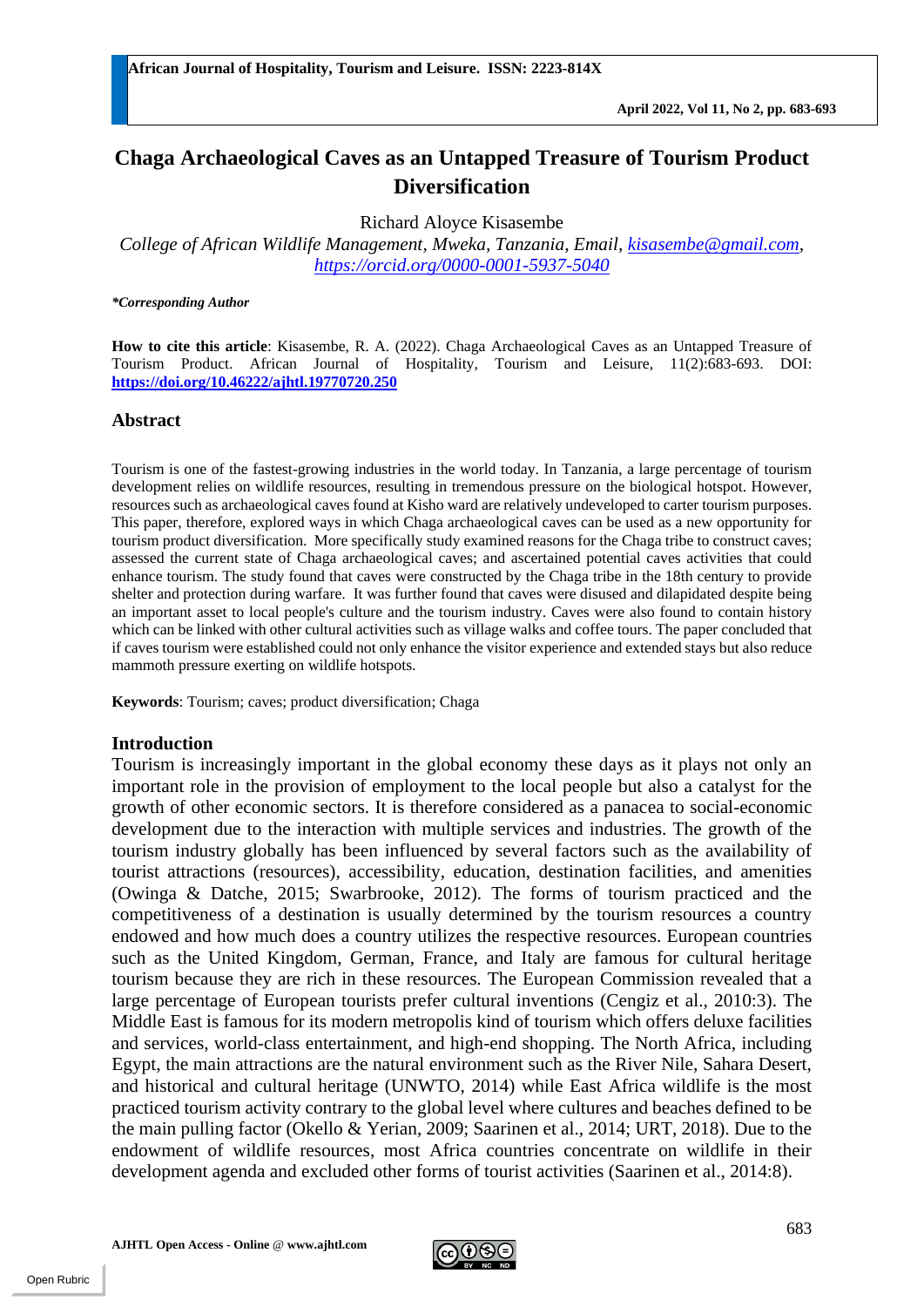# Chaga Archaeological Caves as an Untapped Treasure of Tourism Product Diversification

Richard Aloyce Kisasembe

*College of African Wildlife Management, Mweka, Tanzania, Email, kisasembe@gmail.com, https://orcid.org/0000-0001-5937-5040*

***Corresponding Author***

**How to cite this article**: Kisasembe, R. A. (2022). Chaga Archaeological Caves as an Untapped Treasure of Tourism Product. African Journal of Hospitality, Tourism and Leisure, 11(2):683-693. DOI: **https://doi.org/10.46222/ajhtl.19770720.250**

## Abstract

Tourism is one of the fastest-growing industries in the world today. In Tanzania, a large percentage of tourism development relies on wildlife resources, resulting in tremendous pressure on the biological hotspot. However, resources such as archaeological caves found at Kisho ward are relatively undeveloped to carter tourism purposes. This paper, therefore, explored ways in which Chaga archaeological caves can be used as a new opportunity for tourism product diversification. More specifically study examined reasons for the Chaga tribe to construct caves; assessed the current state of Chaga archaeological caves; and ascertained potential caves activities that could enhance tourism. The study found that caves were constructed by the Chaga tribe in the 18th century to provide shelter and protection during warfare. It was further found that caves were disused and dilapidated despite being an important asset to local people's culture and the tourism industry. Caves were also found to contain history which can be linked with other cultural activities such as village walks and coffee tours. The paper concluded that if caves tourism were established could not only enhance the visitor experience and extended stays but also reduce mammoth pressure exerting on wildlife hotspots.

**Keywords**: Tourism; caves; product diversification; Chaga

## Introduction

Tourism is increasingly important in the global economy these days as it plays not only an important role in the provision of employment to the local people but also a catalyst for the growth of other economic sectors. It is therefore considered as a panacea to social-economic development due to the interaction with multiple services and industries. The growth of the tourism industry globally has been influenced by several factors such as the availability of tourist attractions (resources), accessibility, education, destination facilities, and amenities (Owinga & Datche, 2015; Swarbrooke, 2012). The forms of tourism practiced and the competitiveness of a destination is usually determined by the tourism resources a country endowed and how much does a country utilizes the respective resources. European countries such as the United Kingdom, German, France, and Italy are famous for cultural heritage tourism because they are rich in these resources. The European Commission revealed that a large percentage of European tourists prefer cultural inventions (Cengiz et al., 2010:3). The Middle East is famous for its modern metropolis kind of tourism which offers deluxe facilities and services, world-class entertainment, and high-end shopping. The North Africa, including Egypt, the main attractions are the natural environment such as the River Nile, Sahara Desert, and historical and cultural heritage (UNWTO, 2014) while East Africa wildlife is the most practiced tourism activity contrary to the global level where cultures and beaches defined to be the main pulling factor (Okello & Yerian, 2009; Saarinen et al., 2014; URT, 2018). Due to the endowment of wildlife resources, most Africa countries concentrate on wildlife in their development agenda and excluded other forms of tourist activities (Saarinen et al., 2014:8).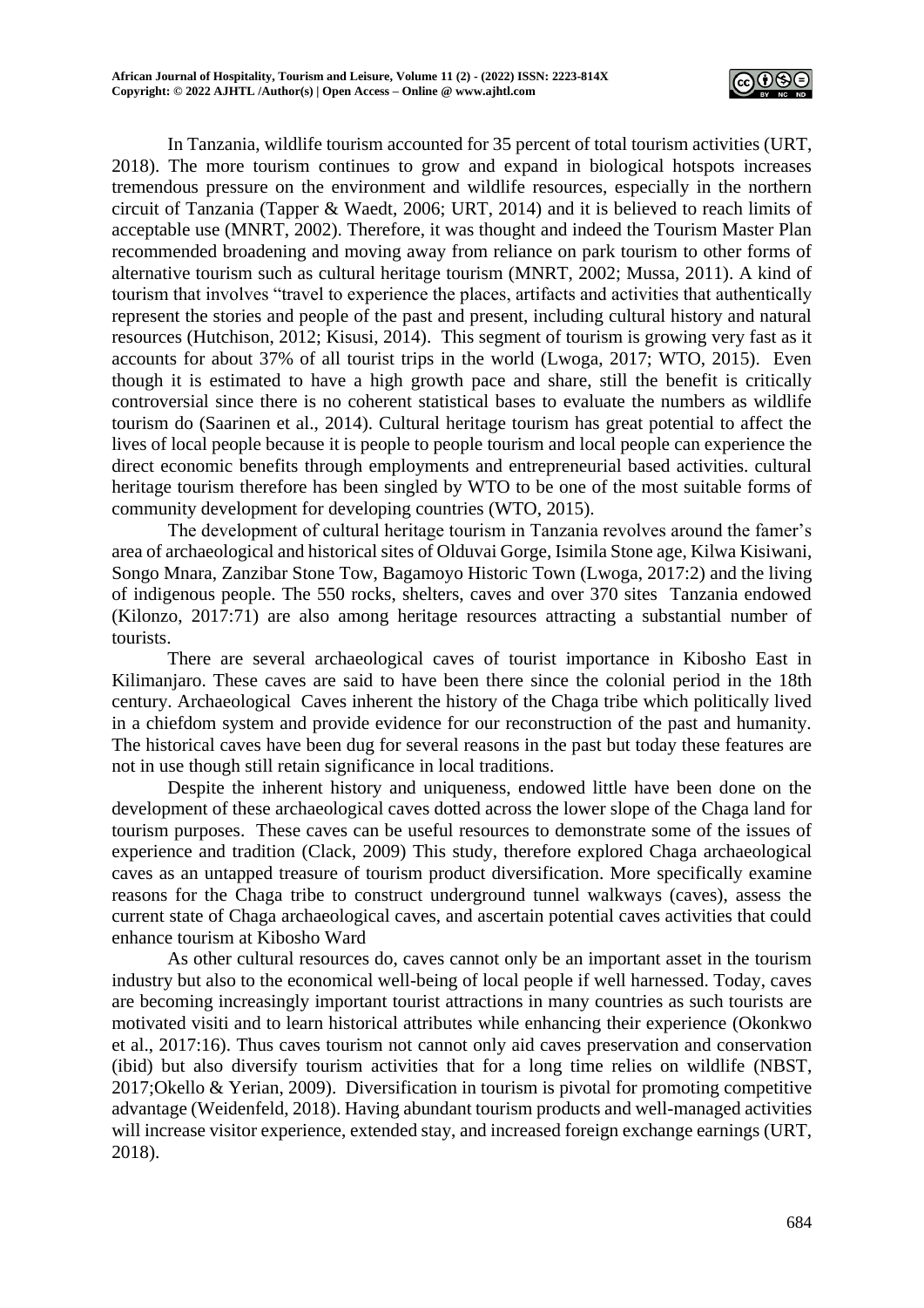In Tanzania, wildlife tourism accounted for 35 percent of total tourism activities (URT, 2018). The more tourism continues to grow and expand in biological hotspots increases tremendous pressure on the environment and wildlife resources, especially in the northern circuit of Tanzania (Tapper & Waedt, 2006; URT, 2014) and it is believed to reach limits of acceptable use (MNRT, 2002). Therefore, it was thought and indeed the Tourism Master Plan recommended broadening and moving away from reliance on park tourism to other forms of alternative tourism such as cultural heritage tourism (MNRT, 2002; Mussa, 2011). A kind of tourism that involves "travel to experience the places, artifacts and activities that authentically represent the stories and people of the past and present, including cultural history and natural resources (Hutchison, 2012; Kisusi, 2014). This segment of tourism is growing very fast as it accounts for about 37% of all tourist trips in the world (Lwoga, 2017; WTO, 2015). Even though it is estimated to have a high growth pace and share, still the benefit is critically controversial since there is no coherent statistical bases to evaluate the numbers as wildlife tourism do (Saarinen et al., 2014). Cultural heritage tourism has great potential to affect the lives of local people because it is people to people tourism and local people can experience the direct economic benefits through employments and entrepreneurial based activities. cultural heritage tourism therefore has been singled by WTO to be one of the most suitable forms of community development for developing countries (WTO, 2015).

The development of cultural heritage tourism in Tanzania revolves around the famer's area of archaeological and historical sites of Olduvai Gorge, Isimila Stone age, Kilwa Kisiwani, Songo Mnara, Zanzibar Stone Tow, Bagamoyo Historic Town (Lwoga, 2017:2) and the living of indigenous people. The 550 rocks, shelters, caves and over 370 sites Tanzania endowed (Kilonzo, 2017:71) are also among heritage resources attracting a substantial number of tourists.

There are several archaeological caves of tourist importance in Kibosho East in Kilimanjaro. These caves are said to have been there since the colonial period in the 18th century. Archaeological Caves inherent the history of the Chaga tribe which politically lived in a chiefdom system and provide evidence for our reconstruction of the past and humanity. The historical caves have been dug for several reasons in the past but today these features are not in use though still retain significance in local traditions.

Despite the inherent history and uniqueness, endowed little have been done on the development of these archaeological caves dotted across the lower slope of the Chaga land for tourism purposes. These caves can be useful resources to demonstrate some of the issues of experience and tradition (Clack, 2009) This study, therefore explored Chaga archaeological caves as an untapped treasure of tourism product diversification. More specifically examine reasons for the Chaga tribe to construct underground tunnel walkways (caves), assess the current state of Chaga archaeological caves, and ascertain potential caves activities that could enhance tourism at Kibosho Ward

As other cultural resources do, caves cannot only be an important asset in the tourism industry but also to the economical well-being of local people if well harnessed. Today, caves are becoming increasingly important tourist attractions in many countries as such tourists are motivated visiti and to learn historical attributes while enhancing their experience (Okonkwo et al., 2017:16). Thus caves tourism not cannot only aid caves preservation and conservation (ibid) but also diversify tourism activities that for a long time relies on wildlife (NBST, 2017;Okello & Yerian, 2009). Diversification in tourism is pivotal for promoting competitive advantage (Weidenfeld, 2018). Having abundant tourism products and well-managed activities will increase visitor experience, extended stay, and increased foreign exchange earnings (URT, 2018).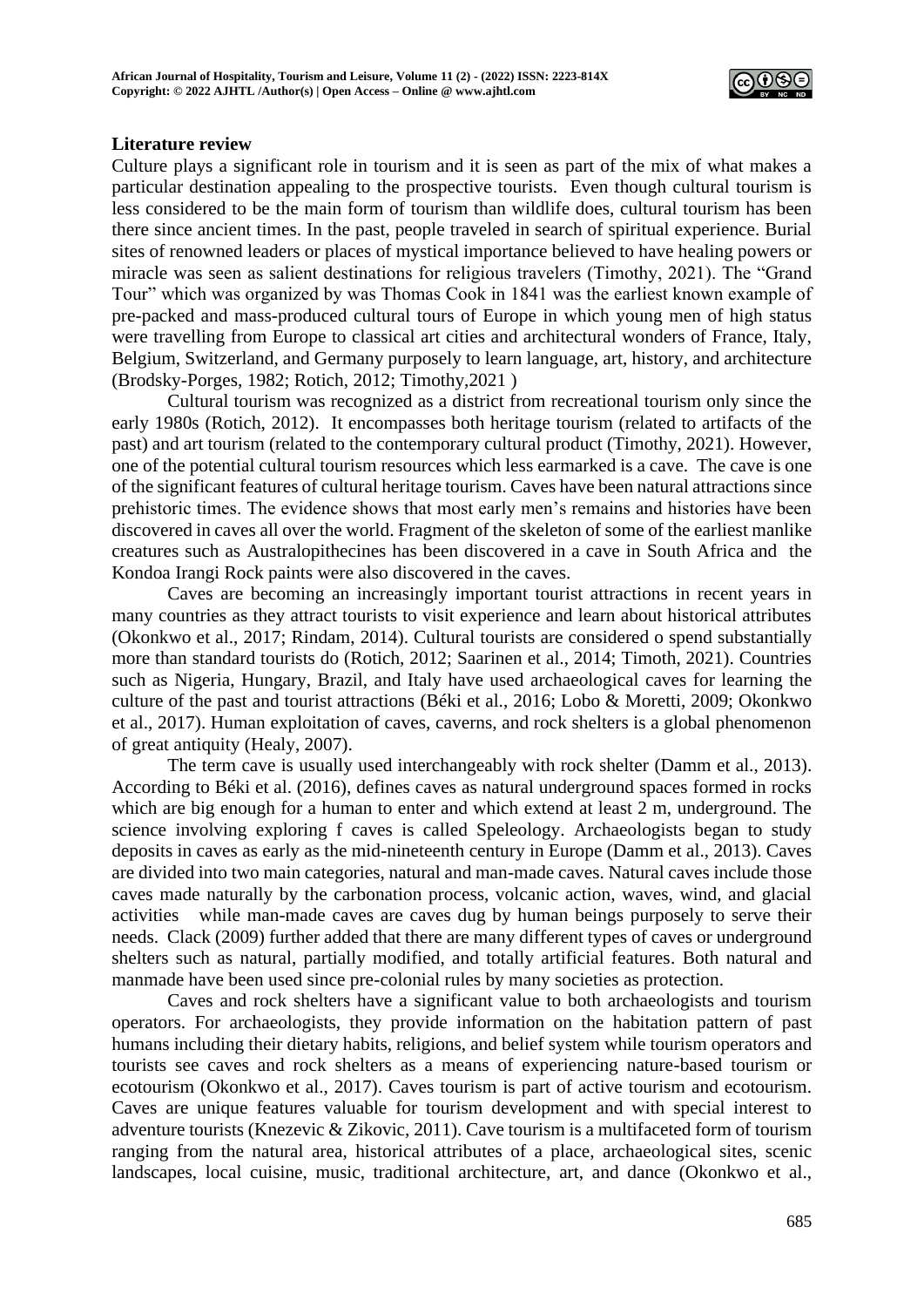## Literature review

Culture plays a significant role in tourism and it is seen as part of the mix of what makes a particular destination appealing to the prospective tourists. Even though cultural tourism is less considered to be the main form of tourism than wildlife does, cultural tourism has been there since ancient times. In the past, people traveled in search of spiritual experience. Burial sites of renowned leaders or places of mystical importance believed to have healing powers or miracle was seen as salient destinations for religious travelers (Timothy, 2021). The "Grand Tour" which was organized by was Thomas Cook in 1841 was the earliest known example of pre-packed and mass-produced cultural tours of Europe in which young men of high status were travelling from Europe to classical art cities and architectural wonders of France, Italy, Belgium, Switzerland, and Germany purposely to learn language, art, history, and architecture (Brodsky-Porges, 1982; Rotich, 2012; Timothy,2021 )

Cultural tourism was recognized as a district from recreational tourism only since the early 1980s (Rotich, 2012). It encompasses both heritage tourism (related to artifacts of the past) and art tourism (related to the contemporary cultural product (Timothy, 2021). However, one of the potential cultural tourism resources which less earmarked is a cave. The cave is one of the significant features of cultural heritage tourism. Caves have been natural attractions since prehistoric times. The evidence shows that most early men's remains and histories have been discovered in caves all over the world. Fragment of the skeleton of some of the earliest manlike creatures such as Australopithecines has been discovered in a cave in South Africa and the Kondoa Irangi Rock paints were also discovered in the caves.

Caves are becoming an increasingly important tourist attractions in recent years in many countries as they attract tourists to visit experience and learn about historical attributes (Okonkwo et al., 2017; Rindam, 2014). Cultural tourists are considered o spend substantially more than standard tourists do (Rotich, 2012; Saarinen et al., 2014; Timoth, 2021). Countries such as Nigeria, Hungary, Brazil, and Italy have used archaeological caves for learning the culture of the past and tourist attractions (Béki et al., 2016; Lobo & Moretti, 2009; Okonkwo et al., 2017). Human exploitation of caves, caverns, and rock shelters is a global phenomenon of great antiquity (Healy, 2007).

The term cave is usually used interchangeably with rock shelter (Damm et al., 2013). According to Béki et al. (2016), defines caves as natural underground spaces formed in rocks which are big enough for a human to enter and which extend at least 2 m, underground. The science involving exploring f caves is called Speleology. Archaeologists began to study deposits in caves as early as the mid-nineteenth century in Europe (Damm et al., 2013). Caves are divided into two main categories, natural and man-made caves. Natural caves include those caves made naturally by the carbonation process, volcanic action, waves, wind, and glacial activities while man-made caves are caves dug by human beings purposely to serve their needs. Clack (2009) further added that there are many different types of caves or underground shelters such as natural, partially modified, and totally artificial features. Both natural and manmade have been used since pre-colonial rules by many societies as protection.

Caves and rock shelters have a significant value to both archaeologists and tourism operators. For archaeologists, they provide information on the habitation pattern of past humans including their dietary habits, religions, and belief system while tourism operators and tourists see caves and rock shelters as a means of experiencing nature-based tourism or ecotourism (Okonkwo et al., 2017). Caves tourism is part of active tourism and ecotourism. Caves are unique features valuable for tourism development and with special interest to adventure tourists (Knezevic & Zikovic, 2011). Cave tourism is a multifaceted form of tourism ranging from the natural area, historical attributes of a place, archaeological sites, scenic landscapes, local cuisine, music, traditional architecture, art, and dance (Okonkwo et al.,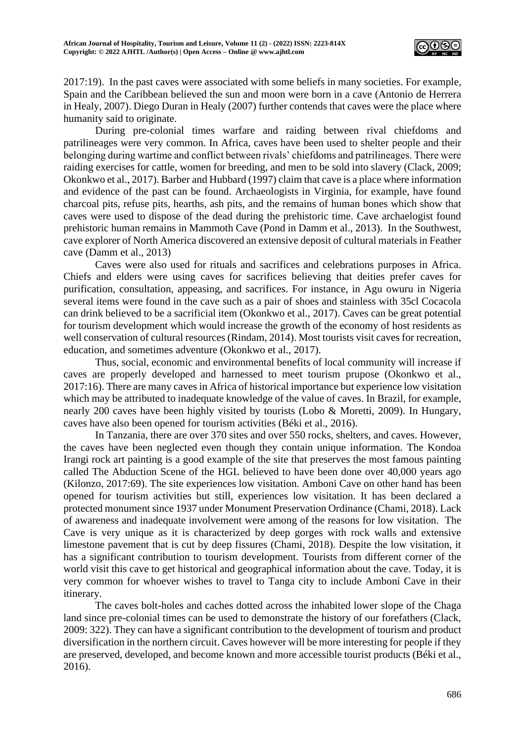2017:19). In the past caves were associated with some beliefs in many societies. For example, Spain and the Caribbean believed the sun and moon were born in a cave (Antonio de Herrera in Healy, 2007). Diego Duran in Healy (2007) further contends that caves were the place where humanity said to originate.

During pre-colonial times warfare and raiding between rival chiefdoms and patrilineages were very common. In Africa, caves have been used to shelter people and their belonging during wartime and conflict between rivals' chiefdoms and patrilineages. There were raiding exercises for cattle, women for breeding, and men to be sold into slavery (Clack, 2009; Okonkwo et al., 2017). Barber and Hubbard (1997) claim that cave is a place where information and evidence of the past can be found. Archaeologists in Virginia, for example, have found charcoal pits, refuse pits, hearths, ash pits, and the remains of human bones which show that caves were used to dispose of the dead during the prehistoric time. Cave archaelogist found prehistoric human remains in Mammoth Cave (Pond in Damm et al., 2013). In the Southwest, cave explorer of North America discovered an extensive deposit of cultural materials in Feather cave (Damm et al., 2013)

Caves were also used for rituals and sacrifices and celebrations purposes in Africa. Chiefs and elders were using caves for sacrifices believing that deities prefer caves for purification, consultation, appeasing, and sacrifices. For instance, in Agu owuru in Nigeria several items were found in the cave such as a pair of shoes and stainless with 35cl Cocacola can drink believed to be a sacrificial item (Okonkwo et al., 2017). Caves can be great potential for tourism development which would increase the growth of the economy of host residents as well conservation of cultural resources (Rindam, 2014). Most tourists visit caves for recreation, education, and sometimes adventure (Okonkwo et al., 2017).

Thus, social, economic and environmental benefits of local community will increase if caves are properly developed and harnessed to meet tourism prupose (Okonkwo et al., 2017:16). There are many caves in Africa of historical importance but experience low visitation which may be attributed to inadequate knowledge of the value of caves. In Brazil, for example, nearly 200 caves have been highly visited by tourists (Lobo & Moretti, 2009). In Hungary, caves have also been opened for tourism activities (Béki et al., 2016).

In Tanzania, there are over 370 sites and over 550 rocks, shelters, and caves. However, the caves have been neglected even though they contain unique information. The Kondoa Irangi rock art painting is a good example of the site that preserves the most famous painting called The Abduction Scene of the HGL believed to have been done over 40,000 years ago (Kilonzo, 2017:69). The site experiences low visitation. Amboni Cave on other hand has been opened for tourism activities but still, experiences low visitation. It has been declared a protected monument since 1937 under Monument Preservation Ordinance (Chami, 2018). Lack of awareness and inadequate involvement were among of the reasons for low visitation. The Cave is very unique as it is characterized by deep gorges with rock walls and extensive limestone pavement that is cut by deep fissures (Chami, 2018). Despite the low visitation, it has a significant contribution to tourism development. Tourists from different corner of the world visit this cave to get historical and geographical information about the cave. Today, it is very common for whoever wishes to travel to Tanga city to include Amboni Cave in their itinerary.

The caves bolt-holes and caches dotted across the inhabited lower slope of the Chaga land since pre-colonial times can be used to demonstrate the history of our forefathers (Clack, 2009: 322). They can have a significant contribution to the development of tourism and product diversification in the northern circuit. Caves however will be more interesting for people if they are preserved, developed, and become known and more accessible tourist products (Béki et al., 2016).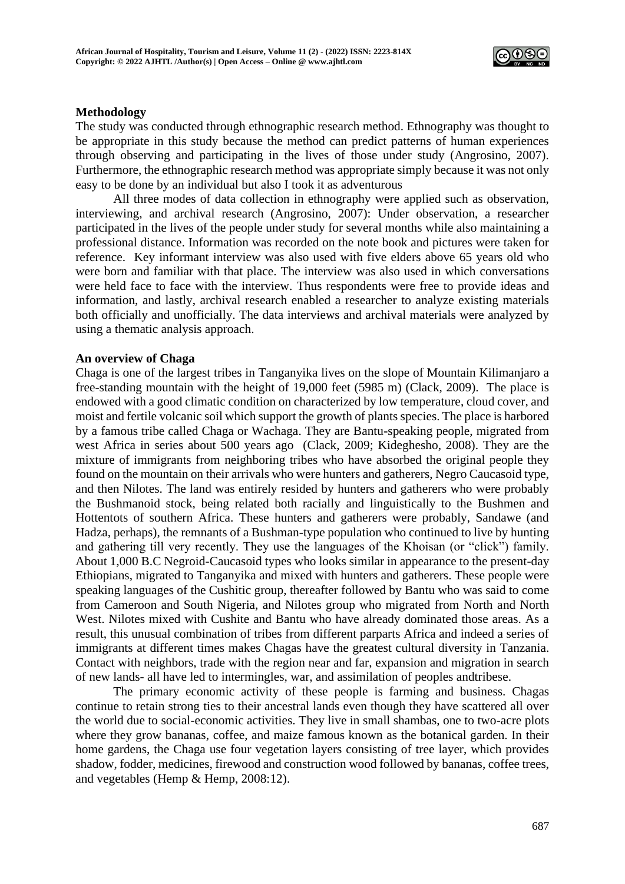## Methodology

The study was conducted through ethnographic research method. Ethnography was thought to be appropriate in this study because the method can predict patterns of human experiences through observing and participating in the lives of those under study (Angrosino, 2007). Furthermore, the ethnographic research method was appropriate simply because it was not only easy to be done by an individual but also I took it as adventurous

All three modes of data collection in ethnography were applied such as observation, interviewing, and archival research (Angrosino, 2007): Under observation, a researcher participated in the lives of the people under study for several months while also maintaining a professional distance. Information was recorded on the note book and pictures were taken for reference. Key informant interview was also used with five elders above 65 years old who were born and familiar with that place. The interview was also used in which conversations were held face to face with the interview. Thus respondents were free to provide ideas and information, and lastly, archival research enabled a researcher to analyze existing materials both officially and unofficially. The data interviews and archival materials were analyzed by using a thematic analysis approach.

## An overview of Chaga

Chaga is one of the largest tribes in Tanganyika lives on the slope of Mountain Kilimanjaro a free-standing mountain with the height of 19,000 feet (5985 m) (Clack, 2009). The place is endowed with a good climatic condition on characterized by low temperature, cloud cover, and moist and fertile volcanic soil which support the growth of plants species. The place is harbored by a famous tribe called Chaga or Wachaga. They are Bantu-speaking people, migrated from west Africa in series about 500 years ago (Clack, 2009; Kideghesho, 2008). They are the mixture of immigrants from neighboring tribes who have absorbed the original people they found on the mountain on their arrivals who were hunters and gatherers, Negro Caucasoid type, and then Nilotes. The land was entirely resided by hunters and gatherers who were probably the Bushmanoid stock, being related both racially and linguistically to the Bushmen and Hottentots of southern Africa. These hunters and gatherers were probably, Sandawe (and Hadza, perhaps), the remnants of a Bushman-type population who continued to live by hunting and gathering till very recently. They use the languages of the Khoisan (or "click") family. About 1,000 B.C Negroid-Caucasoid types who looks similar in appearance to the present-day Ethiopians, migrated to Tanganyika and mixed with hunters and gatherers. These people were speaking languages of the Cushitic group, thereafter followed by Bantu who was said to come from Cameroon and South Nigeria, and Nilotes group who migrated from North and North West. Nilotes mixed with Cushite and Bantu who have already dominated those areas. As a result, this unusual combination of tribes from different parparts Africa and indeed a series of immigrants at different times makes Chagas have the greatest cultural diversity in Tanzania. Contact with neighbors, trade with the region near and far, expansion and migration in search of new lands- all have led to intermingles, war, and assimilation of peoples andtribese.

The primary economic activity of these people is farming and business. Chagas continue to retain strong ties to their ancestral lands even though they have scattered all over the world due to social-economic activities. They live in small shambas, one to two-acre plots where they grow bananas, coffee, and maize famous known as the botanical garden. In their home gardens, the Chaga use four vegetation layers consisting of tree layer, which provides shadow, fodder, medicines, firewood and construction wood followed by bananas, coffee trees, and vegetables (Hemp & Hemp, 2008:12).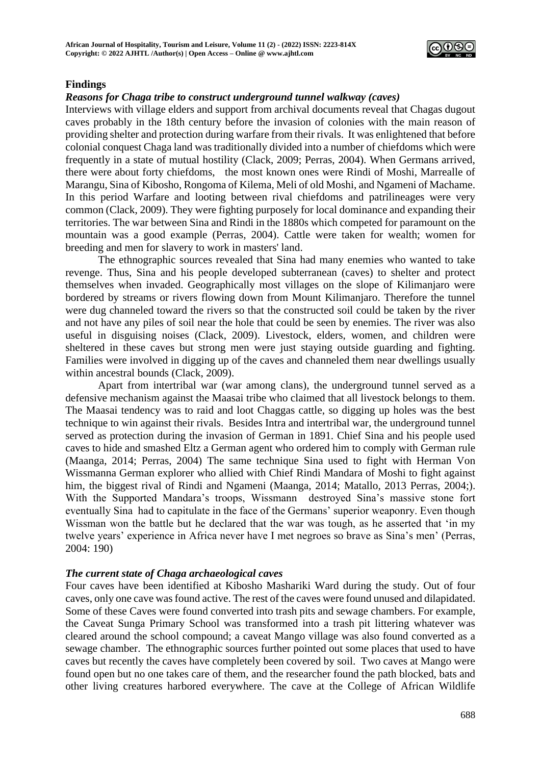## Findings

### *Reasons for Chaga tribe to construct underground tunnel walkway (caves)*

Interviews with village elders and support from archival documents reveal that Chagas dugout caves probably in the 18th century before the invasion of colonies with the main reason of providing shelter and protection during warfare from their rivals. It was enlightened that before colonial conquest Chaga land was traditionally divided into a number of chiefdoms which were frequently in a state of mutual hostility (Clack, 2009; Perras, 2004). When Germans arrived, there were about forty chiefdoms, the most known ones were Rindi of Moshi, Marrealle of Marangu, Sina of Kibosho, Rongoma of Kilema, Meli of old Moshi, and Ngameni of Machame. In this period Warfare and looting between rival chiefdoms and patrilineages were very common (Clack, 2009). They were fighting purposely for local dominance and expanding their territories. The war between Sina and Rindi in the 1880s which competed for paramount on the mountain was a good example (Perras, 2004). Cattle were taken for wealth; women for breeding and men for slavery to work in masters' land.

The ethnographic sources revealed that Sina had many enemies who wanted to take revenge. Thus, Sina and his people developed subterranean (caves) to shelter and protect themselves when invaded. Geographically most villages on the slope of Kilimanjaro were bordered by streams or rivers flowing down from Mount Kilimanjaro. Therefore the tunnel were dug channeled toward the rivers so that the constructed soil could be taken by the river and not have any piles of soil near the hole that could be seen by enemies. The river was also useful in disguising noises (Clack, 2009). Livestock, elders, women, and children were sheltered in these caves but strong men were just staying outside guarding and fighting. Families were involved in digging up of the caves and channeled them near dwellings usually within ancestral bounds (Clack, 2009).

Apart from intertribal war (war among clans), the underground tunnel served as a defensive mechanism against the Maasai tribe who claimed that all livestock belongs to them. The Maasai tendency was to raid and loot Chaggas cattle, so digging up holes was the best technique to win against their rivals. Besides Intra and intertribal war, the underground tunnel served as protection during the invasion of German in 1891. Chief Sina and his people used caves to hide and smashed Eltz a German agent who ordered him to comply with German rule (Maanga, 2014; Perras, 2004) The same technique Sina used to fight with Herman Von Wissmanna German explorer who allied with Chief Rindi Mandara of Moshi to fight against him, the biggest rival of Rindi and Ngameni (Maanga, 2014; Matallo, 2013 Perras, 2004;). With the Supported Mandara's troops, Wissmann destroyed Sina's massive stone fort eventually Sina had to capitulate in the face of the Germans' superior weaponry. Even though Wissman won the battle but he declared that the war was tough, as he asserted that 'in my twelve years' experience in Africa never have I met negroes so brave as Sina's men' (Perras, 2004: 190)

### *The current state of Chaga archaeological caves*

Four caves have been identified at Kibosho Mashariki Ward during the study. Out of four caves, only one cave was found active. The rest of the caves were found unused and dilapidated. Some of these Caves were found converted into trash pits and sewage chambers. For example, the Caveat Sunga Primary School was transformed into a trash pit littering whatever was cleared around the school compound; a caveat Mango village was also found converted as a sewage chamber. The ethnographic sources further pointed out some places that used to have caves but recently the caves have completely been covered by soil. Two caves at Mango were found open but no one takes care of them, and the researcher found the path blocked, bats and other living creatures harbored everywhere. The cave at the College of African Wildlife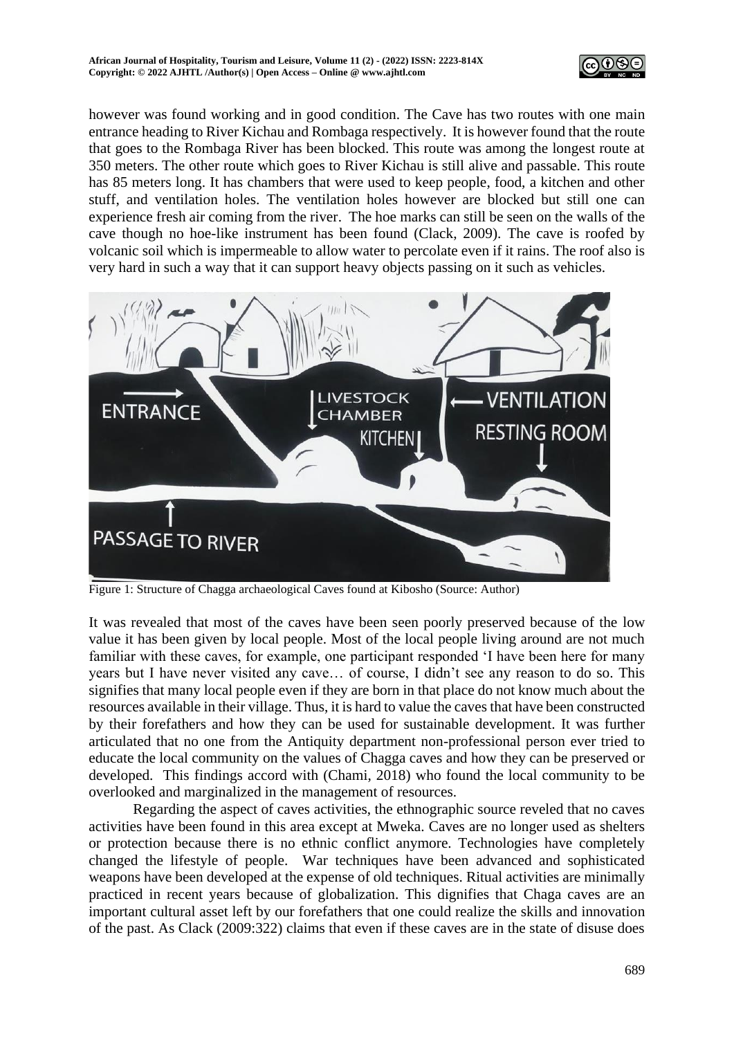however was found working and in good condition. The Cave has two routes with one main entrance heading to River Kichau and Rombaga respectively. It is however found that the route that goes to the Rombaga River has been blocked. This route was among the longest route at 350 meters. The other route which goes to River Kichau is still alive and passable. This route has 85 meters long. It has chambers that were used to keep people, food, a kitchen and other stuff, and ventilation holes. The ventilation holes however are blocked but still one can experience fresh air coming from the river. The hoe marks can still be seen on the walls of the cave though no hoe-like instrument has been found (Clack, 2009). The cave is roofed by volcanic soil which is impermeable to allow water to percolate even if it rains. The roof also is very hard in such a way that it can support heavy objects passing on it such as vehicles.

Figure 1: Structure of Chagga archaeological Caves found at Kibosho (Source: Author)

It was revealed that most of the caves have been seen poorly preserved because of the low value it has been given by local people. Most of the local people living around are not much familiar with these caves, for example, one participant responded 'I have been here for many years but I have never visited any cave… of course, I didn't see any reason to do so. This signifies that many local people even if they are born in that place do not know much about the resources available in their village. Thus, it is hard to value the caves that have been constructed by their forefathers and how they can be used for sustainable development. It was further articulated that no one from the Antiquity department non-professional person ever tried to educate the local community on the values of Chagga caves and how they can be preserved or developed. This findings accord with (Chami, 2018) who found the local community to be overlooked and marginalized in the management of resources.

Regarding the aspect of caves activities, the ethnographic source reveled that no caves activities have been found in this area except at Mweka. Caves are no longer used as shelters or protection because there is no ethnic conflict anymore. Technologies have completely changed the lifestyle of people. War techniques have been advanced and sophisticated weapons have been developed at the expense of old techniques. Ritual activities are minimally practiced in recent years because of globalization. This dignifies that Chaga caves are an important cultural asset left by our forefathers that one could realize the skills and innovation of the past. As Clack (2009:322) claims that even if these caves are in the state of disuse does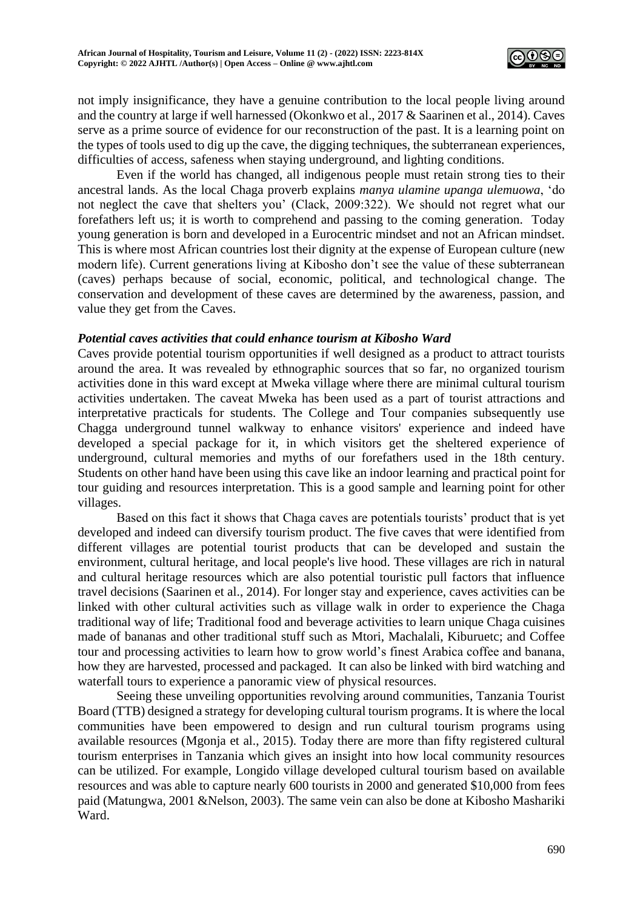not imply insignificance, they have a genuine contribution to the local people living around and the country at large if well harnessed (Okonkwo et al., 2017 & Saarinen et al., 2014). Caves serve as a prime source of evidence for our reconstruction of the past. It is a learning point on the types of tools used to dig up the cave, the digging techniques, the subterranean experiences, difficulties of access, safeness when staying underground, and lighting conditions.

Even if the world has changed, all indigenous people must retain strong ties to their ancestral lands. As the local Chaga proverb explains *manya ulamine upanga ulemuowa*, 'do not neglect the cave that shelters you' (Clack, 2009:322). We should not regret what our forefathers left us; it is worth to comprehend and passing to the coming generation. Today young generation is born and developed in a Eurocentric mindset and not an African mindset. This is where most African countries lost their dignity at the expense of European culture (new modern life). Current generations living at Kibosho don't see the value of these subterranean (caves) perhaps because of social, economic, political, and technological change. The conservation and development of these caves are determined by the awareness, passion, and value they get from the Caves.

***Potential caves activities that could enhance tourism at Kibosho Ward***

Caves provide potential tourism opportunities if well designed as a product to attract tourists around the area. It was revealed by ethnographic sources that so far, no organized tourism activities done in this ward except at Mweka village where there are minimal cultural tourism activities undertaken. The caveat Mweka has been used as a part of tourist attractions and interpretative practicals for students. The College and Tour companies subsequently use Chagga underground tunnel walkway to enhance visitors' experience and indeed have developed a special package for it, in which visitors get the sheltered experience of underground, cultural memories and myths of our forefathers used in the 18th century. Students on other hand have been using this cave like an indoor learning and practical point for tour guiding and resources interpretation. This is a good sample and learning point for other villages.

Based on this fact it shows that Chaga caves are potentials tourists' product that is yet developed and indeed can diversify tourism product. The five caves that were identified from different villages are potential tourist products that can be developed and sustain the environment, cultural heritage, and local people's live hood. These villages are rich in natural and cultural heritage resources which are also potential touristic pull factors that influence travel decisions (Saarinen et al., 2014). For longer stay and experience, caves activities can be linked with other cultural activities such as village walk in order to experience the Chaga traditional way of life; Traditional food and beverage activities to learn unique Chaga cuisines made of bananas and other traditional stuff such as Mtori, Machalali, Kiburuetc; and Coffee tour and processing activities to learn how to grow world's finest Arabica coffee and banana, how they are harvested, processed and packaged. It can also be linked with bird watching and waterfall tours to experience a panoramic view of physical resources.

Seeing these unveiling opportunities revolving around communities, Tanzania Tourist Board (TTB) designed a strategy for developing cultural tourism programs. It is where the local communities have been empowered to design and run cultural tourism programs using available resources (Mgonja et al., 2015). Today there are more than fifty registered cultural tourism enterprises in Tanzania which gives an insight into how local community resources can be utilized. For example, Longido village developed cultural tourism based on available resources and was able to capture nearly 600 tourists in 2000 and generated \$10,000 from fees paid (Matungwa, 2001 &Nelson, 2003). The same vein can also be done at Kibosho Mashariki Ward.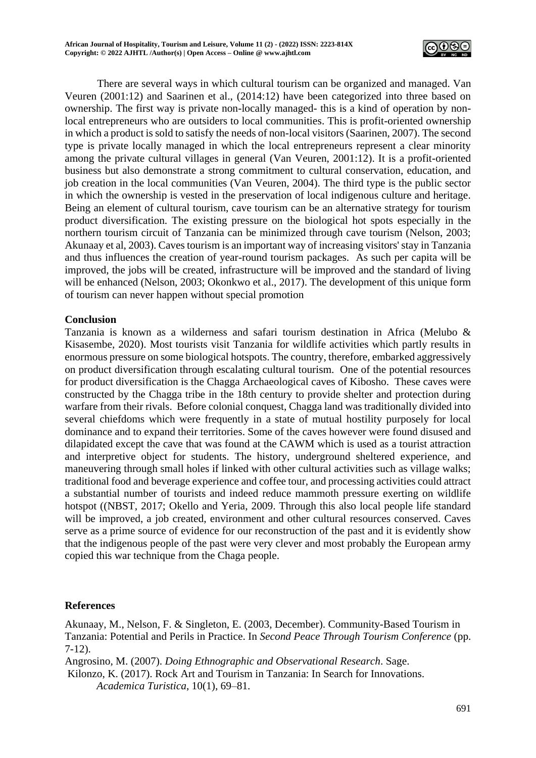There are several ways in which cultural tourism can be organized and managed. Van Veuren (2001:12) and Saarinen et al., (2014:12) have been categorized into three based on ownership. The first way is private non-locally managed- this is a kind of operation by non-local entrepreneurs who are outsiders to local communities. This is profit-oriented ownership in which a product is sold to satisfy the needs of non-local visitors (Saarinen, 2007). The second type is private locally managed in which the local entrepreneurs represent a clear minority among the private cultural villages in general (Van Veuren, 2001:12). It is a profit-oriented business but also demonstrate a strong commitment to cultural conservation, education, and job creation in the local communities (Van Veuren, 2004). The third type is the public sector in which the ownership is vested in the preservation of local indigenous culture and heritage. Being an element of cultural tourism, cave tourism can be an alternative strategy for tourism product diversification. The existing pressure on the biological hot spots especially in the northern tourism circuit of Tanzania can be minimized through cave tourism (Nelson, 2003; Akunaay et al, 2003). Caves tourism is an important way of increasing visitors' stay in Tanzania and thus influences the creation of year-round tourism packages. As such per capita will be improved, the jobs will be created, infrastructure will be improved and the standard of living will be enhanced (Nelson, 2003; Okonkwo et al., 2017). The development of this unique form of tourism can never happen without special promotion

**Conclusion**

Tanzania is known as a wilderness and safari tourism destination in Africa (Melubo & Kisasembe, 2020). Most tourists visit Tanzania for wildlife activities which partly results in enormous pressure on some biological hotspots. The country, therefore, embarked aggressively on product diversification through escalating cultural tourism. One of the potential resources for product diversification is the Chagga Archaeological caves of Kibosho. These caves were constructed by the Chagga tribe in the 18th century to provide shelter and protection during warfare from their rivals. Before colonial conquest, Chagga land was traditionally divided into several chiefdoms which were frequently in a state of mutual hostility purposely for local dominance and to expand their territories. Some of the caves however were found disused and dilapidated except the cave that was found at the CAWM which is used as a tourist attraction and interpretive object for students. The history, underground sheltered experience, and maneuvering through small holes if linked with other cultural activities such as village walks; traditional food and beverage experience and coffee tour, and processing activities could attract a substantial number of tourists and indeed reduce mammoth pressure exerting on wildlife hotspot ((NBST, 2017; Okello and Yeria, 2009. Through this also local people life standard will be improved, a job created, environment and other cultural resources conserved. Caves serve as a prime source of evidence for our reconstruction of the past and it is evidently show that the indigenous people of the past were very clever and most probably the European army copied this war technique from the Chaga people.

**References**

Akunaay, M., Nelson, F. & Singleton, E. (2003, December). Community-Based Tourism in Tanzania: Potential and Perils in Practice. In *Second Peace Through Tourism Conference* (pp. 7-12).

Angrosino, M. (2007). *Doing Ethnographic and Observational Research*. Sage.

Kilonzo, K. (2017). Rock Art and Tourism in Tanzania: In Search for Innovations. *Academica Turistica*, 10(1), 69–81.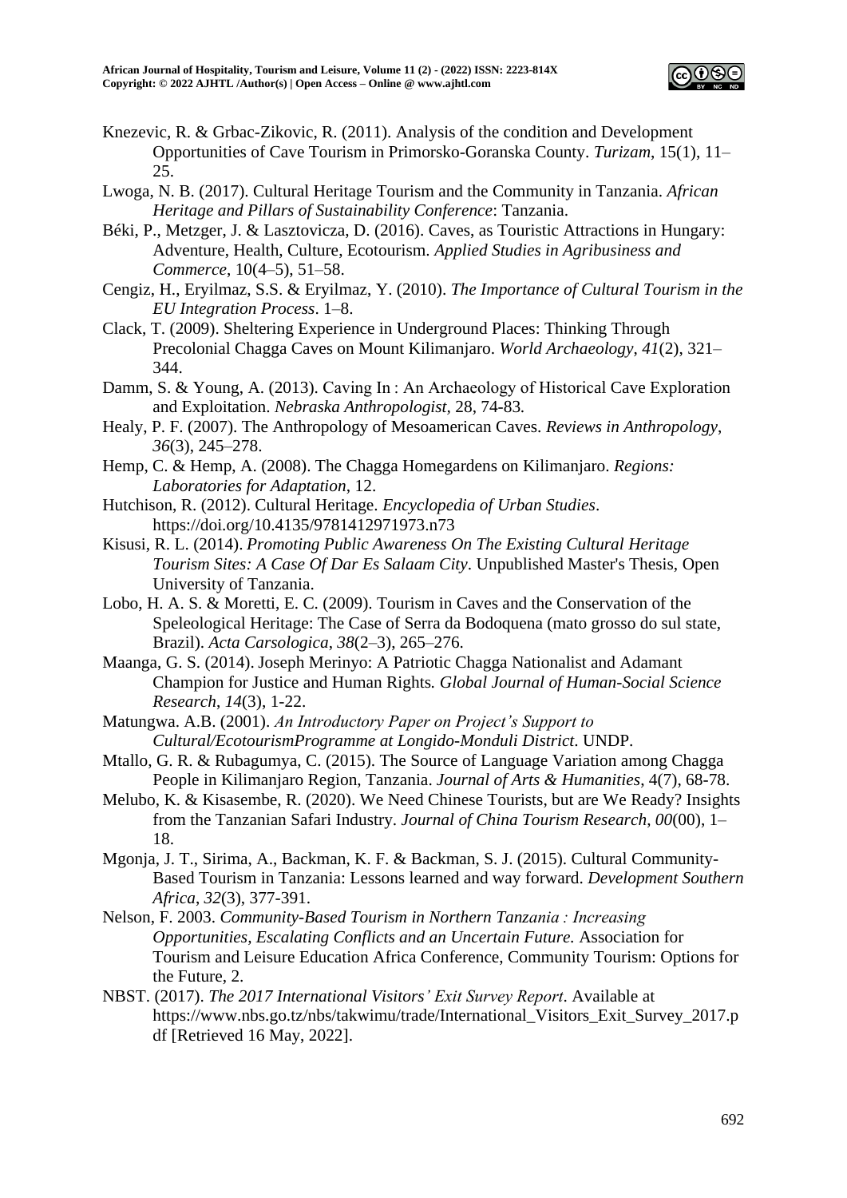Knezevic, R. & Grbac-Zikovic, R. (2011). Analysis of the condition and Development Opportunities of Cave Tourism in Primorsko-Goranska County. *Turizam*, 15(1), 11–25.

Lwoga, N. B. (2017). Cultural Heritage Tourism and the Community in Tanzania. *African Heritage and Pillars of Sustainability Conference*: Tanzania.

Béki, P., Metzger, J. & Lasztovicza, D. (2016). Caves, as Touristic Attractions in Hungary: Adventure, Health, Culture, Ecotourism. *Applied Studies in Agribusiness and Commerce*, 10(4–5), 51–58.

Cengiz, H., Eryilmaz, S.S. & Eryilmaz, Y. (2010). *The Importance of Cultural Tourism in the EU Integration Process*. 1–8.

Clack, T. (2009). Sheltering Experience in Underground Places: Thinking Through Precolonial Chagga Caves on Mount Kilimanjaro. *World Archaeology*, *41*(2), 321–344.

Damm, S. & Young, A. (2013). Caving In : An Archaeology of Historical Cave Exploration and Exploitation. *Nebraska Anthropologist*, 28, 74-83.

Healy, P. F. (2007). The Anthropology of Mesoamerican Caves. *Reviews in Anthropology*, *36*(3), 245–278.

Hemp, C. & Hemp, A. (2008). The Chagga Homegardens on Kilimanjaro. *Regions: Laboratories for Adaptation*, 12.

Hutchison, R. (2012). Cultural Heritage. *Encyclopedia of Urban Studies*. https://doi.org/10.4135/9781412971973.n73

Kisusi, R. L. (2014). *Promoting Public Awareness On The Existing Cultural Heritage Tourism Sites: A Case Of Dar Es Salaam City*. Unpublished Master's Thesis, Open University of Tanzania.

Lobo, H. A. S. & Moretti, E. C. (2009). Tourism in Caves and the Conservation of the Speleological Heritage: The Case of Serra da Bodoquena (mato grosso do sul state, Brazil). *Acta Carsologica*, *38*(2–3), 265–276.

Maanga, G. S. (2014). Joseph Merinyo: A Patriotic Chagga Nationalist and Adamant Champion for Justice and Human Rights. *Global Journal of Human-Social Science Research*, *14*(3), 1-22.

Matungwa. A.B. (2001). *An Introductory Paper on Project's Support to Cultural/EcotourismProgramme at Longido-Monduli District*. UNDP.

Mtallo, G. R. & Rubagumya, C. (2015). The Source of Language Variation among Chagga People in Kilimanjaro Region, Tanzania. *Journal of Arts & Humanities*, 4(7), 68-78.

Melubo, K. & Kisasembe, R. (2020). We Need Chinese Tourists, but are We Ready? Insights from the Tanzanian Safari Industry. *Journal of China Tourism Research*, *00*(00), 1–18.

Mgonja, J. T., Sirima, A., Backman, K. F. & Backman, S. J. (2015). Cultural Community-Based Tourism in Tanzania: Lessons learned and way forward. *Development Southern Africa*, *32*(3), 377-391.

Nelson, F. 2003. *Community-Based Tourism in Northern Tanzania : Increasing Opportunities, Escalating Conflicts and an Uncertain Future.* Association for Tourism and Leisure Education Africa Conference, Community Tourism: Options for the Future, 2.

NBST. (2017). *The 2017 International Visitors' Exit Survey Report*. Available at https://www.nbs.go.tz/nbs/takwimu/trade/International_Visitors_Exit_Survey_2017.pdf [Retrieved 16 May, 2022].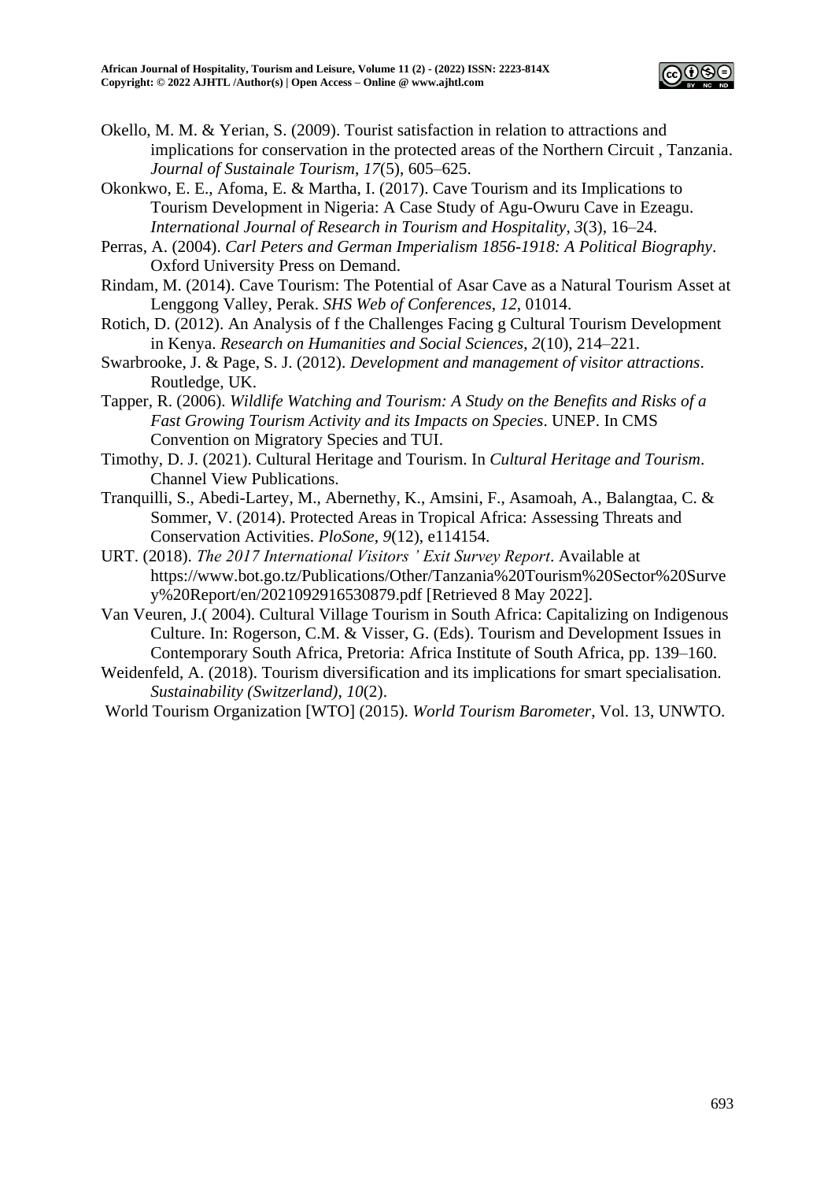Okello, M. M. & Yerian, S. (2009). Tourist satisfaction in relation to attractions and implications for conservation in the protected areas of the Northern Circuit , Tanzania. *Journal of Sustainale Tourism*, *17*(5), 605–625.

Okonkwo, E. E., Afoma, E. & Martha, I. (2017). Cave Tourism and its Implications to Tourism Development in Nigeria: A Case Study of Agu-Owuru Cave in Ezeagu. *International Journal of Research in Tourism and Hospitality*, *3*(3), 16–24.

Perras, A. (2004). *Carl Peters and German Imperialism 1856-1918: A Political Biography*. Oxford University Press on Demand.

Rindam, M. (2014). Cave Tourism: The Potential of Asar Cave as a Natural Tourism Asset at Lenggong Valley, Perak. *SHS Web of Conferences*, *12*, 01014.

Rotich, D. (2012). An Analysis of f the Challenges Facing g Cultural Tourism Development in Kenya. *Research on Humanities and Social Sciences*, *2*(10), 214–221.

Swarbrooke, J. & Page, S. J. (2012). *Development and management of visitor attractions*. Routledge, UK.

Tapper, R. (2006). *Wildlife Watching and Tourism: A Study on the Benefits and Risks of a Fast Growing Tourism Activity and its Impacts on Species*. UNEP. In CMS Convention on Migratory Species and TUI.

Timothy, D. J. (2021). Cultural Heritage and Tourism. In *Cultural Heritage and Tourism*. Channel View Publications.

Tranquilli, S., Abedi-Lartey, M., Abernethy, K., Amsini, F., Asamoah, A., Balangtaa, C. & Sommer, V. (2014). Protected Areas in Tropical Africa: Assessing Threats and Conservation Activities. *PloSone*, *9*(12), e114154.

URT. (2018). *The 2017 International Visitors ' Exit Survey Report*. Available at https://www.bot.go.tz/Publications/Other/Tanzania%20Tourism%20Sector%20Survey%20Report/en/2021092916530879.pdf [Retrieved 8 May 2022].

Van Veuren, J.( 2004). Cultural Village Tourism in South Africa: Capitalizing on Indigenous Culture. In: Rogerson, C.M. & Visser, G. (Eds). Tourism and Development Issues in Contemporary South Africa, Pretoria: Africa Institute of South Africa, pp. 139–160.

Weidenfeld, A. (2018). Tourism diversification and its implications for smart specialisation. *Sustainability (Switzerland)*, *10*(2).

World Tourism Organization [WTO] (2015). *World Tourism Barometer*, Vol. 13, UNWTO.